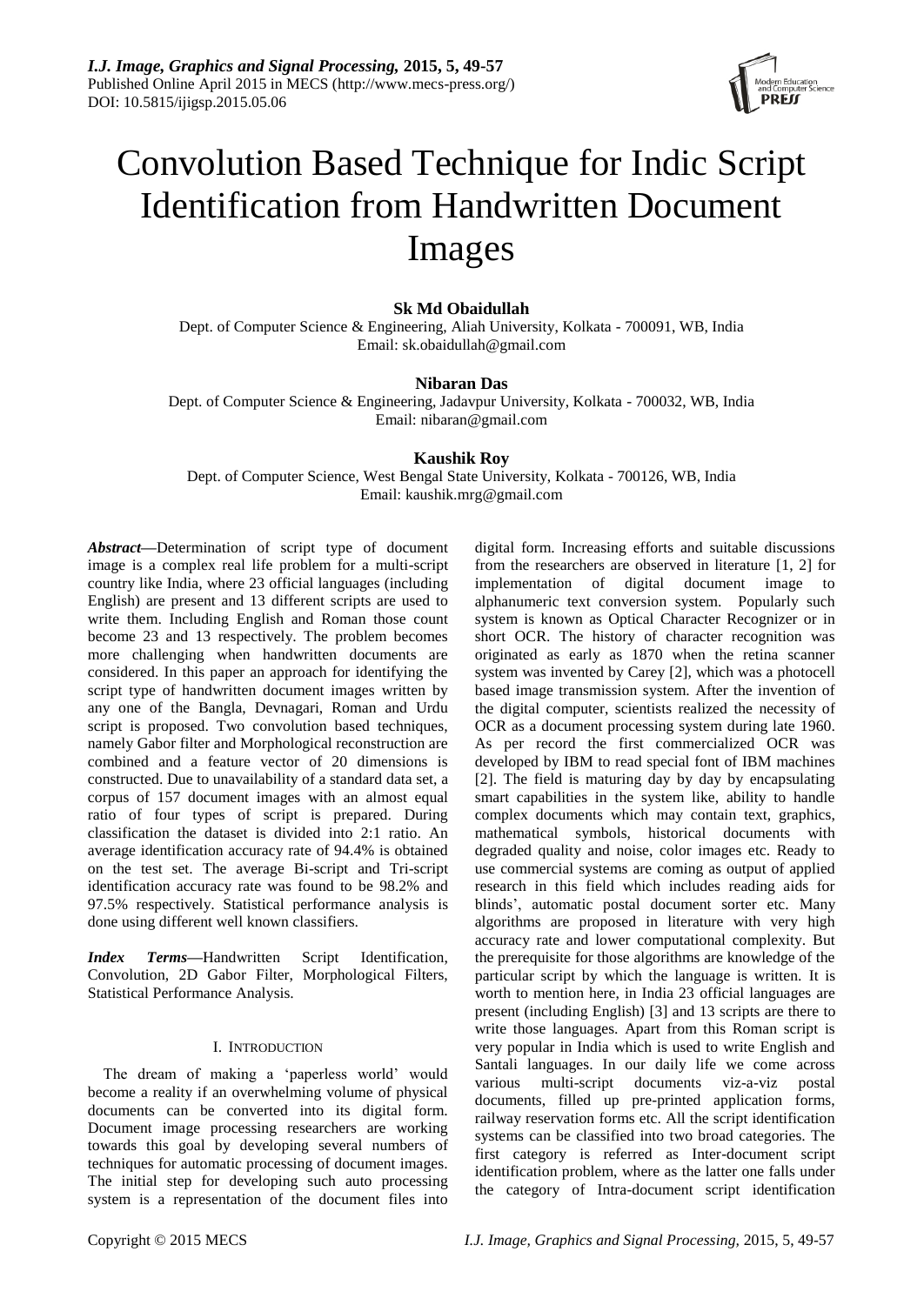# Convolution Based Technique for Indic Script Identification from Handwritten Document Images

**Sk Md Obaidullah**

Dept. of Computer Science & Engineering, Aliah University, Kolkata - 700091, WB, India
Email: sk.obaidullah@gmail.com

**Nibaran Das**

Dept. of Computer Science & Engineering, Jadavpur University, Kolkata - 700032, WB, India
Email: nibaran@gmail.com

**Kaushik Roy**

Dept. of Computer Science, West Bengal State University, Kolkata - 700126, WB, India
Email: kaushik.mrg@gmail.com

***Abstract*—**Determination of script type of document image is a complex real life problem for a multi-script country like India, where 23 official languages (including English) are present and 13 different scripts are used to write them. Including English and Roman those count become 23 and 13 respectively. The problem becomes more challenging when handwritten documents are considered. In this paper an approach for identifying the script type of handwritten document images written by any one of the Bangla, Devnagari, Roman and Urdu script is proposed. Two convolution based techniques, namely Gabor filter and Morphological reconstruction are combined and a feature vector of 20 dimensions is constructed. Due to unavailability of a standard data set, a corpus of 157 document images with an almost equal ratio of four types of script is prepared. During classification the dataset is divided into 2:1 ratio. An average identification accuracy rate of 94.4% is obtained on the test set. The average Bi-script and Tri-script identification accuracy rate was found to be 98.2% and 97.5% respectively. Statistical performance analysis is done using different well known classifiers.

***Index Terms*—**Handwritten Script Identification, Convolution, 2D Gabor Filter, Morphological Filters, Statistical Performance Analysis.

## I. Introduction

The dream of making a 'paperless world' would become a reality if an overwhelming volume of physical documents can be converted into its digital form. Document image processing researchers are working towards this goal by developing several numbers of techniques for automatic processing of document images. The initial step for developing such auto processing system is a representation of the document files into digital form. Increasing efforts and suitable discussions from the researchers are observed in literature [1, 2] for implementation of digital document image to alphanumeric text conversion system. Popularly such system is known as Optical Character Recognizer or in short OCR. The history of character recognition was originated as early as 1870 when the retina scanner system was invented by Carey [2], which was a photocell based image transmission system. After the invention of the digital computer, scientists realized the necessity of OCR as a document processing system during late 1960. As per record the first commercialized OCR was developed by IBM to read special font of IBM machines [2]. The field is maturing day by day by encapsulating smart capabilities in the system like, ability to handle complex documents which may contain text, graphics, mathematical symbols, historical documents with degraded quality and noise, color images etc. Ready to use commercial systems are coming as output of applied research in this field which includes reading aids for blinds', automatic postal document sorter etc. Many algorithms are proposed in literature with very high accuracy rate and lower computational complexity. But the prerequisite for those algorithms are knowledge of the particular script by which the language is written. It is worth to mention here, in India 23 official languages are present (including English) [3] and 13 scripts are there to write those languages. Apart from this Roman script is very popular in India which is used to write English and Santali languages. In our daily life we come across various multi-script documents viz-a-viz postal documents, filled up pre-printed application forms, railway reservation forms etc. All the script identification systems can be classified into two broad categories. The first category is referred as Inter-document script identification problem, where as the latter one falls under the category of Intra-document script identification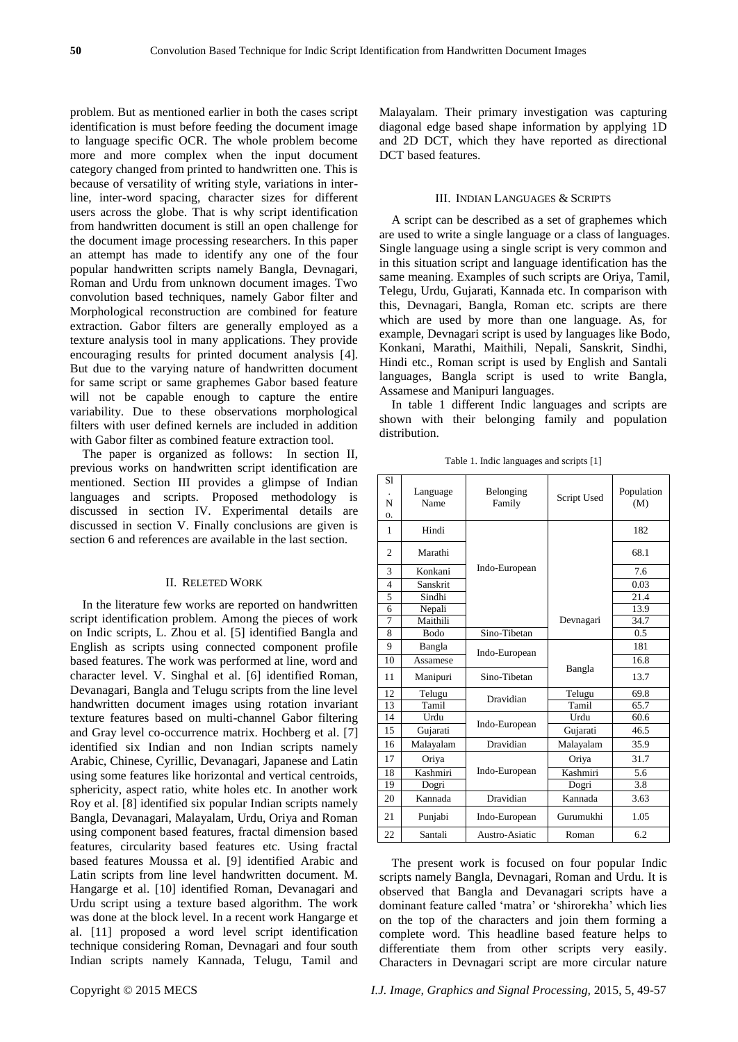problem. But as mentioned earlier in both the cases script identification is must before feeding the document image to language specific OCR. The whole problem become more and more complex when the input document category changed from printed to handwritten one. This is because of versatility of writing style, variations in inter-line, inter-word spacing, character sizes for different users across the globe. That is why script identification from handwritten document is still an open challenge for the document image processing researchers. In this paper an attempt has made to identify any one of the four popular handwritten scripts namely Bangla, Devnagari, Roman and Urdu from unknown document images. Two convolution based techniques, namely Gabor filter and Morphological reconstruction are combined for feature extraction. Gabor filters are generally employed as a texture analysis tool in many applications. They provide encouraging results for printed document analysis [4]. But due to the varying nature of handwritten document for same script or same graphemes Gabor based feature will not be capable enough to capture the entire variability. Due to these observations morphological filters with user defined kernels are included in addition with Gabor filter as combined feature extraction tool.

The paper is organized as follows: In section II, previous works on handwritten script identification are mentioned. Section III provides a glimpse of Indian languages and scripts. Proposed methodology is discussed in section IV. Experimental details are discussed in section V. Finally conclusions are given is section 6 and references are available in the last section.

## II. RELETED WORK

In the literature few works are reported on handwritten script identification problem. Among the pieces of work on Indic scripts, L. Zhou et al. [5] identified Bangla and English as scripts using connected component profile based features. The work was performed at line, word and character level. V. Singhal et al. [6] identified Roman, Devanagari, Bangla and Telugu scripts from the line level handwritten document images using rotation invariant texture features based on multi-channel Gabor filtering and Gray level co-occurrence matrix. Hochberg et al. [7] identified six Indian and non Indian scripts namely Arabic, Chinese, Cyrillic, Devanagari, Japanese and Latin using some features like horizontal and vertical centroids, sphericity, aspect ratio, white holes etc. In another work Roy et al. [8] identified six popular Indian scripts namely Bangla, Devanagari, Malayalam, Urdu, Oriya and Roman using component based features, fractal dimension based features, circularity based features etc. Using fractal based features Moussa et al. [9] identified Arabic and Latin scripts from line level handwritten document. M. Hangarge et al. [10] identified Roman, Devanagari and Urdu script using a texture based algorithm. The work was done at the block level. In a recent work Hangarge et al. [11] proposed a word level script identification technique considering Roman, Devnagari and four south Indian scripts namely Kannada, Telugu, Tamil and Malayalam. Their primary investigation was capturing diagonal edge based shape information by applying 1D and 2D DCT, which they have reported as directional DCT based features.

## III. INDIAN LANGUAGES & SCRIPTS

A script can be described as a set of graphemes which are used to write a single language or a class of languages. Single language using a single script is very common and in this situation script and language identification has the same meaning. Examples of such scripts are Oriya, Tamil, Telegu, Urdu, Gujarati, Kannada etc. In comparison with this, Devnagari, Bangla, Roman etc. scripts are there which are used by more than one language. As, for example, Devnagari script is used by languages like Bodo, Konkani, Marathi, Maithili, Nepali, Sanskrit, Sindhi, Hindi etc., Roman script is used by English and Santali languages, Bangla script is used to write Bangla, Assamese and Manipuri languages.

In table 1 different Indic languages and scripts are shown with their belonging family and population distribution.

Table 1. Indic languages and scripts [1]

| Sl. No. | Language Name | Belonging Family | Script Used | Population (M) |
|---|---|---|---|---|
| 1 | Hindi | Indo-European | Devnagari | 182 |
| 2 | Marathi | | | 68.1 |
| 3 | Konkani | | | 7.6 |
| 4 | Sanskrit | | | 0.03 |
| 5 | Sindhi | | | 21.4 |
| 6 | Nepali | | | 13.9 |
| 7 | Maithili | | | 34.7 |
| 8 | Bodo | Sino-Tibetan | | 0.5 |
| 9 | Bangla | Indo-European | Bangla | 181 |
| 10 | Assamese | | | 16.8 |
| 11 | Manipuri | Sino-Tibetan | | 13.7 |
| 12 | Telugu | Dravidian | Telugu | 69.8 |
| 13 | Tamil | | Tamil | 65.7 |
| 14 | Urdu | Indo-European | Urdu | 60.6 |
| 15 | Gujarati | | Gujarati | 46.5 |
| 16 | Malayalam | Dravidian | Malayalam | 35.9 |
| 17 | Oriya | Indo-European | Oriya | 31.7 |
| 18 | Kashmiri | | Kashmiri | 5.6 |
| 19 | Dogri | | Dogri | 3.8 |
| 20 | Kannada | Dravidian | Kannada | 3.63 |
| 21 | Punjabi | Indo-European | Gurumukhi | 1.05 |
| 22 | Santali | Austro-Asiatic | Roman | 6.2 |

The present work is focused on four popular Indic scripts namely Bangla, Devnagari, Roman and Urdu. It is observed that Bangla and Devanagari scripts have a dominant feature called 'matra' or 'shirorekha' which lies on the top of the characters and join them forming a complete word. This headline based feature helps to differentiate them from other scripts very easily. Characters in Devnagari script are more circular nature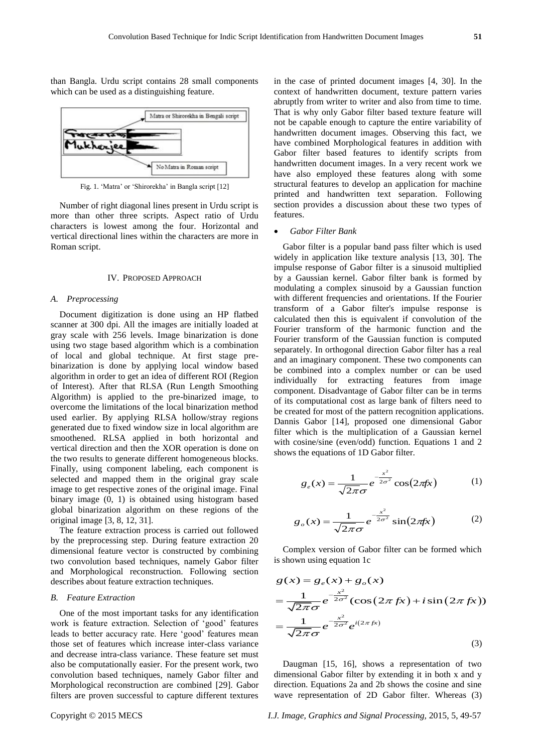than Bangla. Urdu script contains 28 small components which can be used as a distinguishing feature.

Fig. 1. 'Matra' or 'Shirorekha' in Bangla script [12]

Number of right diagonal lines present in Urdu script is more than other three scripts. Aspect ratio of Urdu characters is lowest among the four. Horizontal and vertical directional lines within the characters are more in Roman script.

## IV. Proposed Approach

### A. Preprocessing

Document digitization is done using an HP flatbed scanner at 300 dpi. All the images are initially loaded at gray scale with 256 levels. Image binarization is done using two stage based algorithm which is a combination of local and global technique. At first stage pre-binarization is done by applying local window based algorithm in order to get an idea of different ROI (Region of Interest). After that RLSA (Run Length Smoothing Algorithm) is applied to the pre-binarized image, to overcome the limitations of the local binarization method used earlier. By applying RLSA hollow/stray regions generated due to fixed window size in local algorithm are smoothened. RLSA applied in both horizontal and vertical direction and then the XOR operation is done on the two results to generate different homogeneous blocks. Finally, using component labeling, each component is selected and mapped them in the original gray scale image to get respective zones of the original image. Final binary image (0, 1) is obtained using histogram based global binarization algorithm on these regions of the original image [3, 8, 12, 31].

The feature extraction process is carried out followed by the preprocessing step. During feature extraction 20 dimensional feature vector is constructed by combining two convolution based techniques, namely Gabor filter and Morphological reconstruction. Following section describes about feature extraction techniques.

### B. Feature Extraction

One of the most important tasks for any identification work is feature extraction. Selection of 'good' features leads to better accuracy rate. Here 'good' features mean those set of features which increase inter-class variance and decrease intra-class variance. These feature set must also be computationally easier. For the present work, two convolution based techniques, namely Gabor filter and Morphological reconstruction are combined [29]. Gabor filters are proven successful to capture different textures in the case of printed document images [4, 30]. In the context of handwritten document, texture pattern varies abruptly from writer to writer and also from time to time. That is why only Gabor filter based texture feature will not be capable enough to capture the entire variability of handwritten document images. Observing this fact, we have combined Morphological features in addition with Gabor filter based features to identify scripts from handwritten document images. In a very recent work we have also employed these features along with some structural features to develop an application for machine printed and handwritten text separation. Following section provides a discussion about these two types of features.

- *Gabor Filter Bank*

Gabor filter is a popular band pass filter which is used widely in application like texture analysis [13, 30]. The impulse response of Gabor filter is a sinusoid multiplied by a Gaussian kernel. Gabor filter bank is formed by modulating a complex sinusoid by a Gaussian function with different frequencies and orientations. If the Fourier transform of a Gabor filter's impulse response is calculated then this is equivalent if convolution of the Fourier transform of the harmonic function and the Fourier transform of the Gaussian function is computed separately. In orthogonal direction Gabor filter has a real and an imaginary component. These two components can be combined into a complex number or can be used individually for extracting features from image component. Disadvantage of Gabor filter can be in terms of its computational cost as large bank of filters need to be created for most of the pattern recognition applications. Dannis Gabor [14], proposed one dimensional Gabor filter which is the multiplication of a Gaussian kernel with cosine/sine (even/odd) function. Equations 1 and 2 shows the equations of 1D Gabor filter.

$$g_e(x) = \frac{1}{\sqrt{2\pi}\sigma} e^{-\frac{x^2}{2\sigma^2}} \cos(2\pi f x) \tag{1}$$

$$g_o(x) = \frac{1}{\sqrt{2\pi}\sigma} e^{-\frac{x^2}{2\sigma^2}} \sin(2\pi f x) \tag{2}$$

Complex version of Gabor filter can be formed which is shown using equation 1c

$$\begin{aligned} g(x) &= g_e(x) + g_o(x) \\ &= \frac{1}{\sqrt{2\pi}\sigma} e^{-\frac{x^2}{2\sigma^2}} (\cos(2\pi f x) + i \sin(2\pi f x)) \\ &= \frac{1}{\sqrt{2\pi}\sigma} e^{-\frac{x^2}{2\sigma^2}} e^{i(2\pi f x)} \end{aligned} \tag{3}$$

Daugman [15, 16], shows a representation of two dimensional Gabor filter by extending it in both x and y direction. Equations 2a and 2b shows the cosine and sine wave representation of 2D Gabor filter. Whereas (3)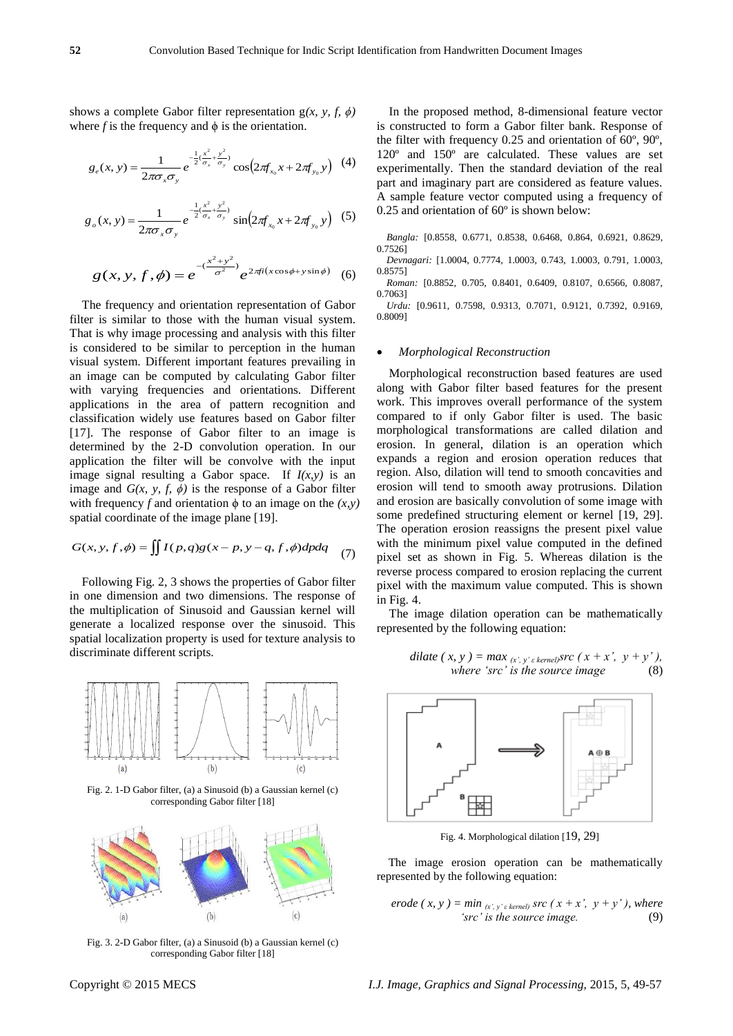shows a complete Gabor filter representation g*(x, y, f, ϕ)* where *f* is the frequency and ϕ is the orientation.

$$g_e(x,y) = \frac{1}{2\pi\sigma_x\sigma_y} e^{-\frac{1}{2}(\frac{x^2}{\sigma_x}+\frac{y^2}{\sigma_y})} \cos\left(2\pi f_{x_0} x + 2\pi f_{y_0} y\right) \quad (4)$$

$$g_o(x,y) = \frac{1}{2\pi\sigma_x\sigma_y} e^{-\frac{1}{2}(\frac{x^2}{\sigma_x}+\frac{y^2}{\sigma_y})} \sin\left(2\pi f_{x_0} x + 2\pi f_{y_0} y\right) \quad (5)$$

$$g(x, y, f, \phi) = e^{-(\frac{x^2+y^2}{\sigma^2})} e^{2\pi f i (x\cos\phi + y\sin\phi)} \quad (6)$$

The frequency and orientation representation of Gabor filter is similar to those with the human visual system. That is why image processing and analysis with this filter is considered to be similar to perception in the human visual system. Different important features prevailing in an image can be computed by calculating Gabor filter with varying frequencies and orientations. Different applications in the area of pattern recognition and classification widely use features based on Gabor filter [17]. The response of Gabor filter to an image is determined by the 2-D convolution operation. In our application the filter will be convolve with the input image signal resulting a Gabor space. If *I(x,y)* is an image and *G(x, y, f, ϕ)* is the response of a Gabor filter with frequency *f* and orientation ϕ to an image on the *(x,y)* spatial coordinate of the image plane [19].

$$G(x, y, f, \phi) = \iint I(p,q) g(x-p, y-q, f, \phi) dp dq \quad (7)$$

Following Fig. 2, 3 shows the properties of Gabor filter in one dimension and two dimensions. The response of the multiplication of Sinusoid and Gaussian kernel will generate a localized response over the sinusoid. This spatial localization property is used for texture analysis to discriminate different scripts.

Fig. 2. 1-D Gabor filter, (a) a Sinusoid (b) a Gaussian kernel (c) corresponding Gabor filter [18]

Fig. 3. 2-D Gabor filter, (a) a Sinusoid (b) a Gaussian kernel (c) corresponding Gabor filter [18]

In the proposed method, 8-dimensional feature vector is constructed to form a Gabor filter bank. Response of the filter with frequency 0.25 and orientation of 60º, 90º, 120º and 150º are calculated. These values are set experimentally. Then the standard deviation of the real part and imaginary part are considered as feature values. A sample feature vector computed using a frequency of 0.25 and orientation of 60º is shown below:

*Bangla:* [0.8558, 0.6771, 0.8538, 0.6468, 0.864, 0.6921, 0.8629, 0.7526]

*Devnagari:* [1.0004, 0.7774, 1.0003, 0.743, 1.0003, 0.791, 1.0003, 0.8575]

*Roman:* [0.8852, 0.705, 0.8401, 0.6409, 0.8107, 0.6566, 0.8087, 0.7063]

*Urdu:* [0.9611, 0.7598, 0.9313, 0.7071, 0.9121, 0.7392, 0.9169, 0.8009]

- *Morphological Reconstruction*

Morphological reconstruction based features are used along with Gabor filter based features for the present work. This improves overall performance of the system compared to if only Gabor filter is used. The basic morphological transformations are called dilation and erosion. In general, dilation is an operation which expands a region and erosion operation reduces that region. Also, dilation will tend to smooth concavities and erosion will tend to smooth away protrusions. Dilation and erosion are basically convolution of some image with some predefined structuring element or kernel [19, 29]. The operation erosion reassigns the present pixel value with the minimum pixel value computed in the defined pixel set as shown in Fig. 5. Whereas dilation is the reverse process compared to erosion replacing the current pixel with the maximum value computed. This is shown in Fig. 4.

The image dilation operation can be mathematically represented by the following equation:

$$dilate\,(x, y) = \max_{(x', y' \in kernel)} src\,(x + x',\ y + y'), \text{ where 'src' is the source image} \quad (8)$$

Fig. 4. Morphological dilation [19, 29]

The image erosion operation can be mathematically represented by the following equation:

$$erode\,(x, y) = \min_{(x', y' \in kernel)} src\,(x + x',\ y + y'), \text{ where 'src' is the source image.} \quad (9)$$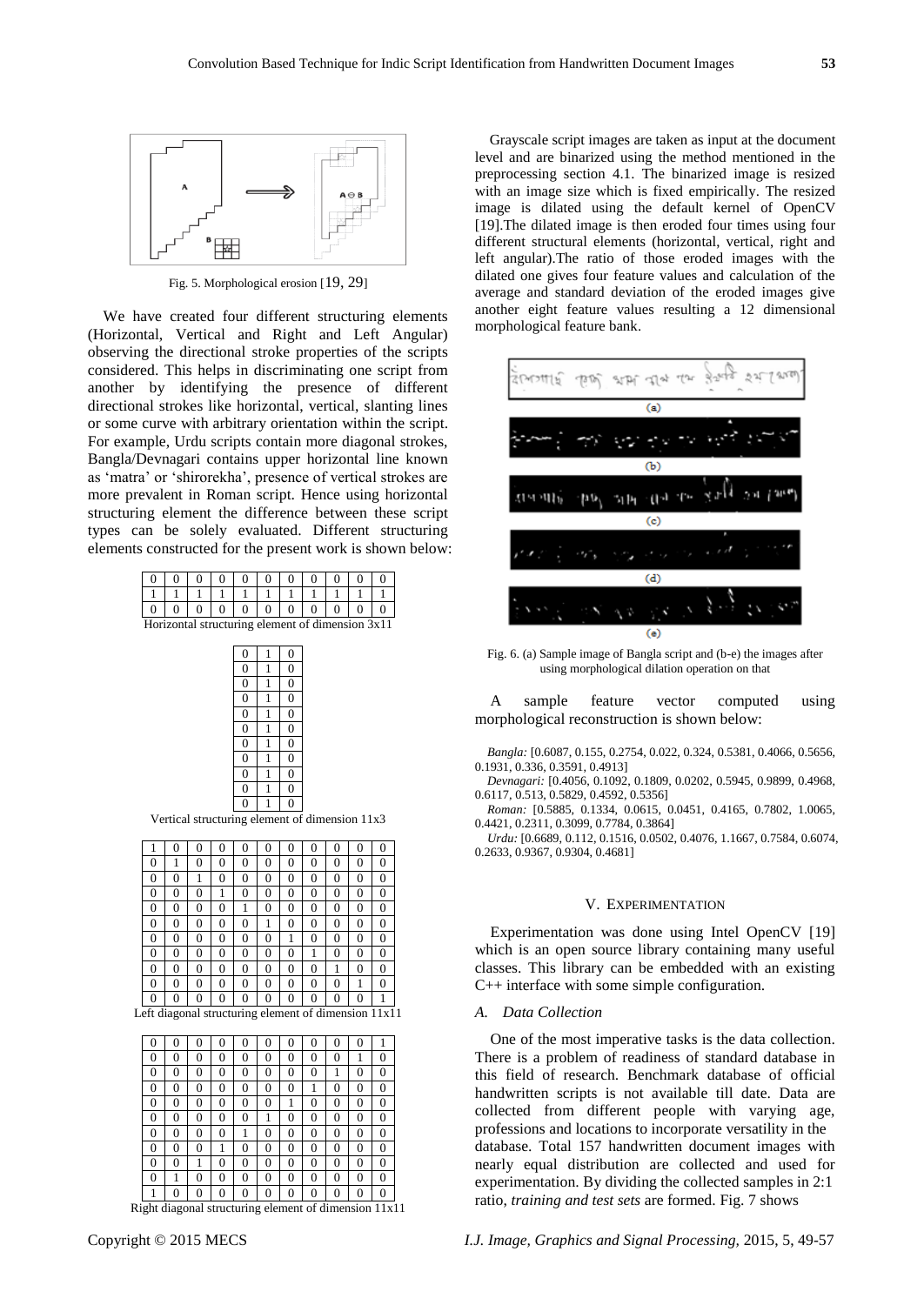Fig. 5. Morphological erosion [19, 29]

We have created four different structuring elements (Horizontal, Vertical and Right and Left Angular) observing the directional stroke properties of the scripts considered. This helps in discriminating one script from another by identifying the presence of different directional strokes like horizontal, vertical, slanting lines or some curve with arbitrary orientation within the script. For example, Urdu scripts contain more diagonal strokes, Bangla/Devnagari contains upper horizontal line known as 'matra' or 'shirorekha', presence of vertical strokes are more prevalent in Roman script. Hence using horizontal structuring element the difference between these script types can be solely evaluated. Different structuring elements constructed for the present work is shown below:

| | | | | | | | | | | |
|---|---|---|---|---|---|---|---|---|---|---|
| 0 | 0 | 0 | 0 | 0 | 0 | 0 | 0 | 0 | 0 | 0 |
| 1 | 1 | 1 | 1 | 1 | 1 | 1 | 1 | 1 | 1 | 1 |
| 0 | 0 | 0 | 0 | 0 | 0 | 0 | 0 | 0 | 0 | 0 |

Horizontal structuring element of dimension 3x11

| | | |
|---|---|---|
| 0 | 1 | 0 |
| 0 | 1 | 0 |
| 0 | 1 | 0 |
| 0 | 1 | 0 |
| 0 | 1 | 0 |
| 0 | 1 | 0 |
| 0 | 1 | 0 |
| 0 | 1 | 0 |
| 0 | 1 | 0 |
| 0 | 1 | 0 |
| 0 | 1 | 0 |

Vertical structuring element of dimension 11x3

| | | | | | | | | | | |
|---|---|---|---|---|---|---|---|---|---|---|
| 1 | 0 | 0 | 0 | 0 | 0 | 0 | 0 | 0 | 0 | 0 |
| 0 | 1 | 0 | 0 | 0 | 0 | 0 | 0 | 0 | 0 | 0 |
| 0 | 0 | 1 | 0 | 0 | 0 | 0 | 0 | 0 | 0 | 0 |
| 0 | 0 | 0 | 1 | 0 | 0 | 0 | 0 | 0 | 0 | 0 |
| 0 | 0 | 0 | 0 | 1 | 0 | 0 | 0 | 0 | 0 | 0 |
| 0 | 0 | 0 | 0 | 0 | 1 | 0 | 0 | 0 | 0 | 0 |
| 0 | 0 | 0 | 0 | 0 | 0 | 1 | 0 | 0 | 0 | 0 |
| 0 | 0 | 0 | 0 | 0 | 0 | 0 | 1 | 0 | 0 | 0 |
| 0 | 0 | 0 | 0 | 0 | 0 | 0 | 0 | 1 | 0 | 0 |
| 0 | 0 | 0 | 0 | 0 | 0 | 0 | 0 | 0 | 1 | 0 |
| 0 | 0 | 0 | 0 | 0 | 0 | 0 | 0 | 0 | 0 | 1 |

Left diagonal structuring element of dimension 11x11

| | | | | | | | | | | |
|---|---|---|---|---|---|---|---|---|---|---|
| 0 | 0 | 0 | 0 | 0 | 0 | 0 | 0 | 0 | 0 | 1 |
| 0 | 0 | 0 | 0 | 0 | 0 | 0 | 0 | 0 | 1 | 0 |
| 0 | 0 | 0 | 0 | 0 | 0 | 0 | 0 | 1 | 0 | 0 |
| 0 | 0 | 0 | 0 | 0 | 0 | 0 | 1 | 0 | 0 | 0 |
| 0 | 0 | 0 | 0 | 0 | 0 | 1 | 0 | 0 | 0 | 0 |
| 0 | 0 | 0 | 0 | 0 | 1 | 0 | 0 | 0 | 0 | 0 |
| 0 | 0 | 0 | 0 | 1 | 0 | 0 | 0 | 0 | 0 | 0 |
| 0 | 0 | 0 | 1 | 0 | 0 | 0 | 0 | 0 | 0 | 0 |
| 0 | 0 | 1 | 0 | 0 | 0 | 0 | 0 | 0 | 0 | 0 |
| 0 | 1 | 0 | 0 | 0 | 0 | 0 | 0 | 0 | 0 | 0 |
| 1 | 0 | 0 | 0 | 0 | 0 | 0 | 0 | 0 | 0 | 0 |

Right diagonal structuring element of dimension 11x11

Grayscale script images are taken as input at the document level and are binarized using the method mentioned in the preprocessing section 4.1. The binarized image is resized with an image size which is fixed empirically. The resized image is dilated using the default kernel of OpenCV [19].The dilated image is then eroded four times using four different structural elements (horizontal, vertical, right and left angular).The ratio of those eroded images with the dilated one gives four feature values and calculation of the average and standard deviation of the eroded images give another eight feature values resulting a 12 dimensional morphological feature bank.

Fig. 6. (a) Sample image of Bangla script and (b-e) the images after using morphological dilation operation on that

A sample feature vector computed using morphological reconstruction is shown below:

*Bangla:* [0.6087, 0.155, 0.2754, 0.022, 0.324, 0.5381, 0.4066, 0.5656, 0.1931, 0.336, 0.3591, 0.4913]

*Devnagari:* [0.4056, 0.1092, 0.1809, 0.0202, 0.5945, 0.9899, 0.4968, 0.6117, 0.513, 0.5829, 0.4592, 0.5356]

*Roman:* [0.5885, 0.1334, 0.0615, 0.0451, 0.4165, 0.7802, 1.0065, 0.4421, 0.2311, 0.3099, 0.7784, 0.3864]

*Urdu:* [0.6689, 0.112, 0.1516, 0.0502, 0.4076, 1.1667, 0.7584, 0.6074, 0.2633, 0.9367, 0.9304, 0.4681]

## V. Experimentation

Experimentation was done using Intel OpenCV [19] which is an open source library containing many useful classes. This library can be embedded with an existing C++ interface with some simple configuration.

### A. Data Collection

One of the most imperative tasks is the data collection. There is a problem of readiness of standard database in this field of research. Benchmark database of official handwritten scripts is not available till date. Data are collected from different people with varying age, professions and locations to incorporate versatility in the database. Total 157 handwritten document images with nearly equal distribution are collected and used for experimentation. By dividing the collected samples in 2:1 ratio, *training and test sets* are formed. Fig. 7 shows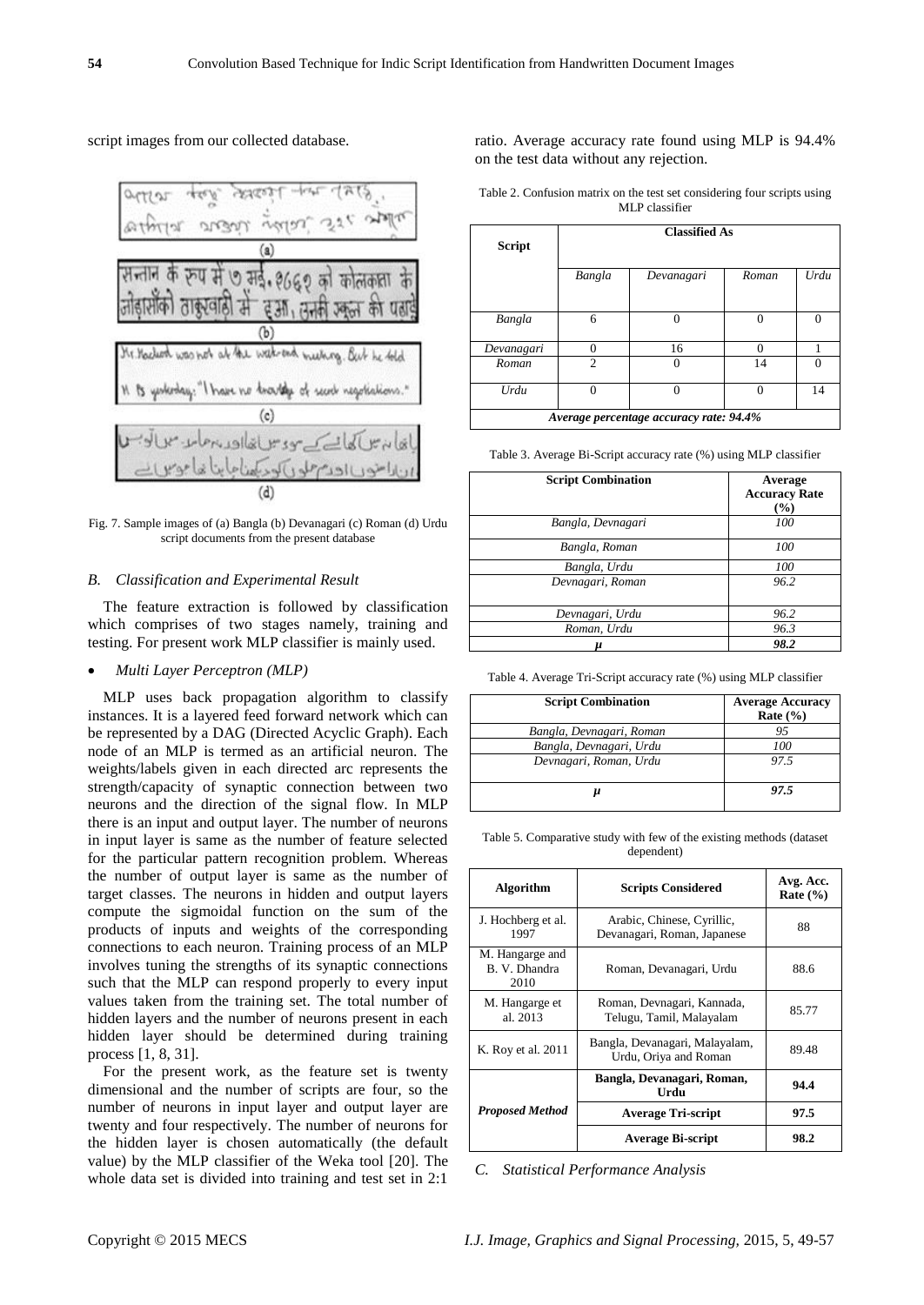script images from our collected database.

Fig. 7. Sample images of (a) Bangla (b) Devanagari (c) Roman (d) Urdu script documents from the present database

### *B. Classification and Experimental Result*

The feature extraction is followed by classification which comprises of two stages namely, training and testing. For present work MLP classifier is mainly used.

- *Multi Layer Perceptron (MLP)*

MLP uses back propagation algorithm to classify instances. It is a layered feed forward network which can be represented by a DAG (Directed Acyclic Graph). Each node of an MLP is termed as an artificial neuron. The weights/labels given in each directed arc represents the strength/capacity of synaptic connection between two neurons and the direction of the signal flow. In MLP there is an input and output layer. The number of neurons in input layer is same as the number of feature selected for the particular pattern recognition problem. Whereas the number of output layer is same as the number of target classes. The neurons in hidden and output layers compute the sigmoidal function on the sum of the products of inputs and weights of the corresponding connections to each neuron. Training process of an MLP involves tuning the strengths of its synaptic connections such that the MLP can respond properly to every input values taken from the training set. The total number of hidden layers and the number of neurons present in each hidden layer should be determined during training process [1, 8, 31].

For the present work, as the feature set is twenty dimensional and the number of scripts are four, so the number of neurons in input layer and output layer are twenty and four respectively. The number of neurons for the hidden layer is chosen automatically (the default value) by the MLP classifier of the Weka tool [20]. The whole data set is divided into training and test set in 2:1 ratio. Average accuracy rate found using MLP is 94.4% on the test data without any rejection.

Table 2. Confusion matrix on the test set considering four scripts using MLP classifier

| Script | Classified As | | | |
|---|---|---|---|---|
| | *Bangla* | *Devanagari* | *Roman* | *Urdu* |
| *Bangla* | 6 | 0 | 0 | 0 |
| *Devanagari* | 0 | 16 | 0 | 1 |
| *Roman* | 2 | 0 | 14 | 0 |
| *Urdu* | 0 | 0 | 0 | 14 |
| *Average percentage accuracy rate: 94.4%* | | | | |

Table 3. Average Bi-Script accuracy rate (%) using MLP classifier

| Script Combination | Average Accuracy Rate (%) |
|---|---|
| *Bangla, Devnagari* | *100* |
| *Bangla, Roman* | *100* |
| *Bangla, Urdu* | *100* |
| *Devnagari, Roman* | *96.2* |
| *Devnagari, Urdu* | *96.2* |
| *Roman, Urdu* | *96.3* |
| ***μ*** | ***98.2*** |

Table 4. Average Tri-Script accuracy rate (%) using MLP classifier

| Script Combination | Average Accuracy Rate (%) |
|---|---|
| *Bangla, Devnagari, Roman* | *95* |
| *Bangla, Devnagari, Urdu* | *100* |
| *Devnagari, Roman, Urdu* | *97.5* |
| ***μ*** | ***97.5*** |

Table 5. Comparative study with few of the existing methods (dataset dependent)

| Algorithm | Scripts Considered | Avg. Acc. Rate (%) |
|---|---|---|
| J. Hochberg et al. 1997 | Arabic, Chinese, Cyrillic, Devanagari, Roman, Japanese | 88 |
| M. Hangarge and B. V. Dhandra 2010 | Roman, Devanagari, Urdu | 88.6 |
| M. Hangarge et al. 2013 | Roman, Devnagari, Kannada, Telugu, Tamil, Malayalam | 85.77 |
| K. Roy et al. 2011 | Bangla, Devanagari, Malayalam, Urdu, Oriya and Roman | 89.48 |
| ***Proposed Method*** | **Bangla, Devanagari, Roman, Urdu** | **94.4** |
| | **Average Tri-script** | **97.5** |
| | **Average Bi-script** | **98.2** |

### *C. Statistical Performance Analysis*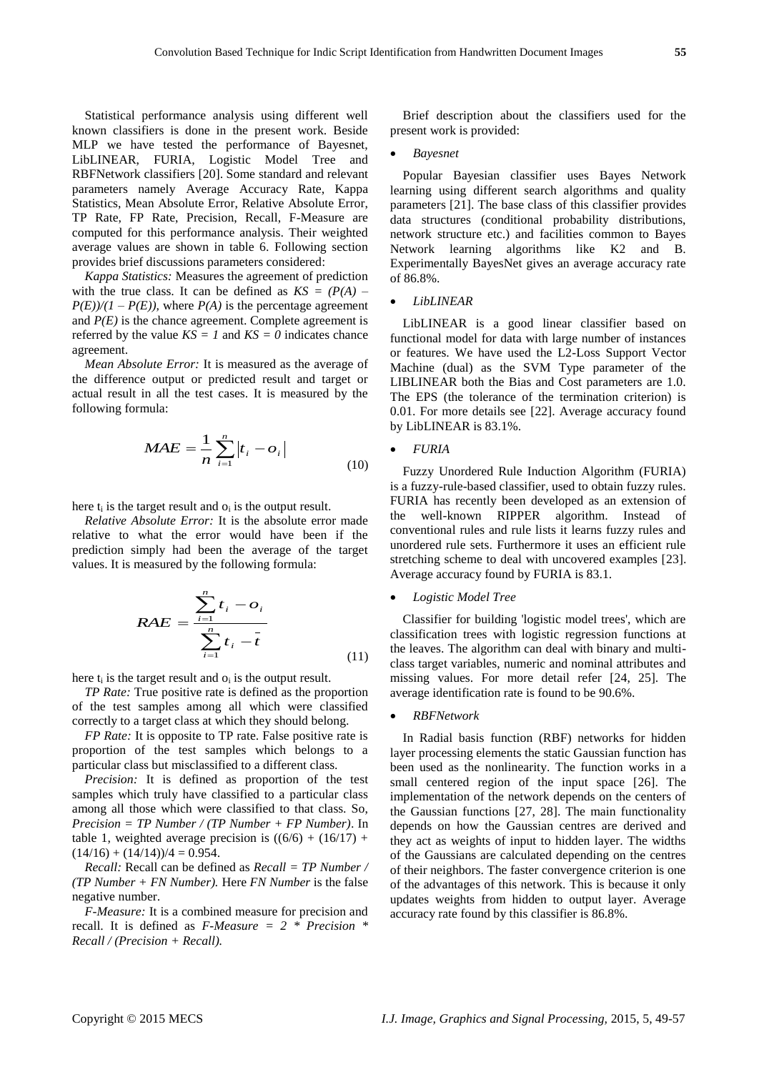Statistical performance analysis using different well known classifiers is done in the present work. Beside MLP we have tested the performance of Bayesnet, LibLINEAR, FURIA, Logistic Model Tree and RBFNetwork classifiers [20]. Some standard and relevant parameters namely Average Accuracy Rate, Kappa Statistics, Mean Absolute Error, Relative Absolute Error, TP Rate, FP Rate, Precision, Recall, F-Measure are computed for this performance analysis. Their weighted average values are shown in table 6. Following section provides brief discussions parameters considered:

*Kappa Statistics:* Measures the agreement of prediction with the true class. It can be defined as $KS = (P(A) - P(E))/(1 - P(E))$, where $P(A)$ is the percentage agreement and $P(E)$ is the chance agreement. Complete agreement is referred by the value $KS = 1$ and $KS = 0$ indicates chance agreement.

*Mean Absolute Error:* It is measured as the average of the difference output or predicted result and target or actual result in all the test cases. It is measured by the following formula:

$$MAE = \frac{1}{n}\sum_{i=1}^{n}\left|t_i - o_i\right| \tag{10}$$

here $t_i$ is the target result and $o_i$ is the output result.

*Relative Absolute Error:* It is the absolute error made relative to what the error would have been if the prediction simply had been the average of the target values. It is measured by the following formula:

$$RAE = \frac{\sum_{i=1}^{n} t_i - o_i}{\sum_{i=1}^{n} t_i - \bar{t}} \tag{11}$$

here $t_i$ is the target result and $o_i$ is the output result.

*TP Rate:* True positive rate is defined as the proportion of the test samples among all which were classified correctly to a target class at which they should belong.

*FP Rate:* It is opposite to TP rate. False positive rate is proportion of the test samples which belongs to a particular class but misclassified to a different class.

*Precision:* It is defined as proportion of the test samples which truly have classified to a particular class among all those which were classified to that class. So, *Precision = TP Number / (TP Number + FP Number)*. In table 1, weighted average precision is $((6/6) + (16/17) + (14/16) + (14/14))/4 = 0.954$.

*Recall:* Recall can be defined as *Recall = TP Number / (TP Number + FN Number).* Here *FN Number* is the false negative number.

*F-Measure:* It is a combined measure for precision and recall. It is defined as *F-Measure = 2 \* Precision \* Recall / (Precision + Recall).*

Brief description about the classifiers used for the present work is provided:

- *Bayesnet*

Popular Bayesian classifier uses Bayes Network learning using different search algorithms and quality parameters [21]. The base class of this classifier provides data structures (conditional probability distributions, network structure etc.) and facilities common to Bayes Network learning algorithms like K2 and B. Experimentally BayesNet gives an average accuracy rate of 86.8%.

- *LibLINEAR*

LibLINEAR is a good linear classifier based on functional model for data with large number of instances or features. We have used the L2-Loss Support Vector Machine (dual) as the SVM Type parameter of the LIBLINEAR both the Bias and Cost parameters are 1.0. The EPS (the tolerance of the termination criterion) is 0.01. For more details see [22]. Average accuracy found by LibLINEAR is 83.1%.

- *FURIA*

Fuzzy Unordered Rule Induction Algorithm (FURIA) is a fuzzy-rule-based classifier, used to obtain fuzzy rules. FURIA has recently been developed as an extension of the well-known RIPPER algorithm. Instead of conventional rules and rule lists it learns fuzzy rules and unordered rule sets. Furthermore it uses an efficient rule stretching scheme to deal with uncovered examples [23]. Average accuracy found by FURIA is 83.1.

- *Logistic Model Tree*

Classifier for building 'logistic model trees', which are classification trees with logistic regression functions at the leaves. The algorithm can deal with binary and multi-class target variables, numeric and nominal attributes and missing values. For more detail refer [24, 25]. The average identification rate is found to be 90.6%.

- *RBFNetwork*

In Radial basis function (RBF) networks for hidden layer processing elements the static Gaussian function has been used as the nonlinearity. The function works in a small centered region of the input space [26]. The implementation of the network depends on the centers of the Gaussian functions [27, 28]. The main functionality depends on how the Gaussian centres are derived and they act as weights of input to hidden layer. The widths of the Gaussians are calculated depending on the centres of their neighbors. The faster convergence criterion is one of the advantages of this network. This is because it only updates weights from hidden to output layer. Average accuracy rate found by this classifier is 86.8%.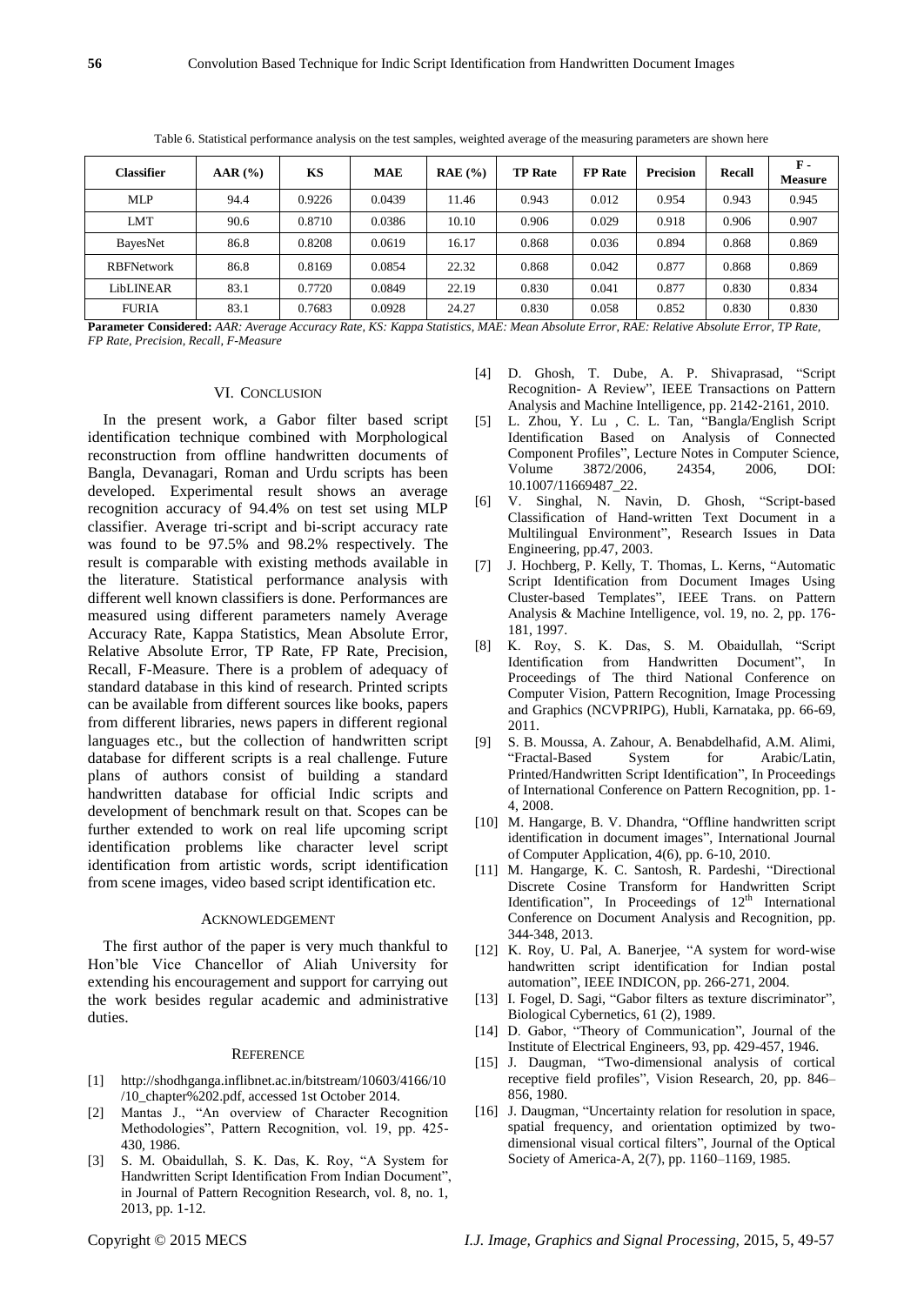Table 6. Statistical performance analysis on the test samples, weighted average of the measuring parameters are shown here

| Classifier | AAR (%) | KS | MAE | RAE (%) | TP Rate | FP Rate | Precision | Recall | F - Measure |
|---|---|---|---|---|---|---|---|---|---|
| MLP | 94.4 | 0.9226 | 0.0439 | 11.46 | 0.943 | 0.012 | 0.954 | 0.943 | 0.945 |
| LMT | 90.6 | 0.8710 | 0.0386 | 10.10 | 0.906 | 0.029 | 0.918 | 0.906 | 0.907 |
| BayesNet | 86.8 | 0.8208 | 0.0619 | 16.17 | 0.868 | 0.036 | 0.894 | 0.868 | 0.869 |
| RBFNetwork | 86.8 | 0.8169 | 0.0854 | 22.32 | 0.868 | 0.042 | 0.877 | 0.868 | 0.869 |
| LibLINEAR | 83.1 | 0.7720 | 0.0849 | 22.19 | 0.830 | 0.041 | 0.877 | 0.830 | 0.834 |
| FURIA | 83.1 | 0.7683 | 0.0928 | 24.27 | 0.830 | 0.058 | 0.852 | 0.830 | 0.830 |

**Parameter Considered:** *AAR: Average Accuracy Rate, KS: Kappa Statistics, MAE: Mean Absolute Error, RAE: Relative Absolute Error, TP Rate, FP Rate, Precision, Recall, F-Measure*

## VI. Conclusion

In the present work, a Gabor filter based script identification technique combined with Morphological reconstruction from offline handwritten documents of Bangla, Devanagari, Roman and Urdu scripts has been developed. Experimental result shows an average recognition accuracy of 94.4% on test set using MLP classifier. Average tri-script and bi-script accuracy rate was found to be 97.5% and 98.2% respectively. The result is comparable with existing methods available in the literature. Statistical performance analysis with different well known classifiers is done. Performances are measured using different parameters namely Average Accuracy Rate, Kappa Statistics, Mean Absolute Error, Relative Absolute Error, TP Rate, FP Rate, Precision, Recall, F-Measure. There is a problem of adequacy of standard database in this kind of research. Printed scripts can be available from different sources like books, papers from different libraries, news papers in different regional languages etc., but the collection of handwritten script database for different scripts is a real challenge. Future plans of authors consist of building a standard handwritten database for official Indic scripts and development of benchmark result on that. Scopes can be further extended to work on real life upcoming script identification problems like character level script identification from artistic words, script identification from scene images, video based script identification etc.

## Acknowledgement

The first author of the paper is very much thankful to Hon'ble Vice Chancellor of Aliah University for extending his encouragement and support for carrying out the work besides regular academic and administrative duties.

## Reference

[1] http://shodhganga.inflibnet.ac.in/bitstream/10603/4166/10/10_chapter%202.pdf, accessed 1st October 2014.

[2] Mantas J., "An overview of Character Recognition Methodologies", Pattern Recognition, vol. 19, pp. 425-430, 1986.

[3] S. M. Obaidullah, S. K. Das, K. Roy, "A System for Handwritten Script Identification From Indian Document", in Journal of Pattern Recognition Research, vol. 8, no. 1, 2013, pp. 1-12.

[4] D. Ghosh, T. Dube, A. P. Shivaprasad, "Script Recognition- A Review", IEEE Transactions on Pattern Analysis and Machine Intelligence, pp. 2142-2161, 2010.

[5] L. Zhou, Y. Lu , C. L. Tan, "Bangla/English Script Identification Based on Analysis of Connected Component Profiles", Lecture Notes in Computer Science, Volume 3872/2006, 24354, 2006, DOI: 10.1007/11669487_22.

[6] V. Singhal, N. Navin, D. Ghosh, "Script-based Classification of Hand-written Text Document in a Multilingual Environment", Research Issues in Data Engineering, pp.47, 2003.

[7] J. Hochberg, P. Kelly, T. Thomas, L. Kerns, "Automatic Script Identification from Document Images Using Cluster-based Templates", IEEE Trans. on Pattern Analysis & Machine Intelligence, vol. 19, no. 2, pp. 176-181, 1997.

[8] K. Roy, S. K. Das, S. M. Obaidullah, "Script Identification from Handwritten Document", In Proceedings of The third National Conference on Computer Vision, Pattern Recognition, Image Processing and Graphics (NCVPRIPG), Hubli, Karnataka, pp. 66-69, 2011.

[9] S. B. Moussa, A. Zahour, A. Benabdelhafid, A.M. Alimi, "Fractal-Based System for Arabic/Latin, Printed/Handwritten Script Identification", In Proceedings of International Conference on Pattern Recognition, pp. 1-4, 2008.

[10] M. Hangarge, B. V. Dhandra, "Offline handwritten script identification in document images", International Journal of Computer Application, 4(6), pp. 6-10, 2010.

[11] M. Hangarge, K. C. Santosh, R. Pardeshi, "Directional Discrete Cosine Transform for Handwritten Script Identification", In Proceedings of 12th International Conference on Document Analysis and Recognition, pp. 344-348, 2013.

[12] K. Roy, U. Pal, A. Banerjee, "A system for word-wise handwritten script identification for Indian postal automation", IEEE INDICON, pp. 266-271, 2004.

[13] I. Fogel, D. Sagi, "Gabor filters as texture discriminator", Biological Cybernetics, 61 (2), 1989.

[14] D. Gabor, "Theory of Communication", Journal of the Institute of Electrical Engineers, 93, pp. 429-457, 1946.

[15] J. Daugman, "Two-dimensional analysis of cortical receptive field profiles", Vision Research, 20, pp. 846–856, 1980.

[16] J. Daugman, "Uncertainty relation for resolution in space, spatial frequency, and orientation optimized by two-dimensional visual cortical filters", Journal of the Optical Society of America-A, 2(7), pp. 1160–1169, 1985.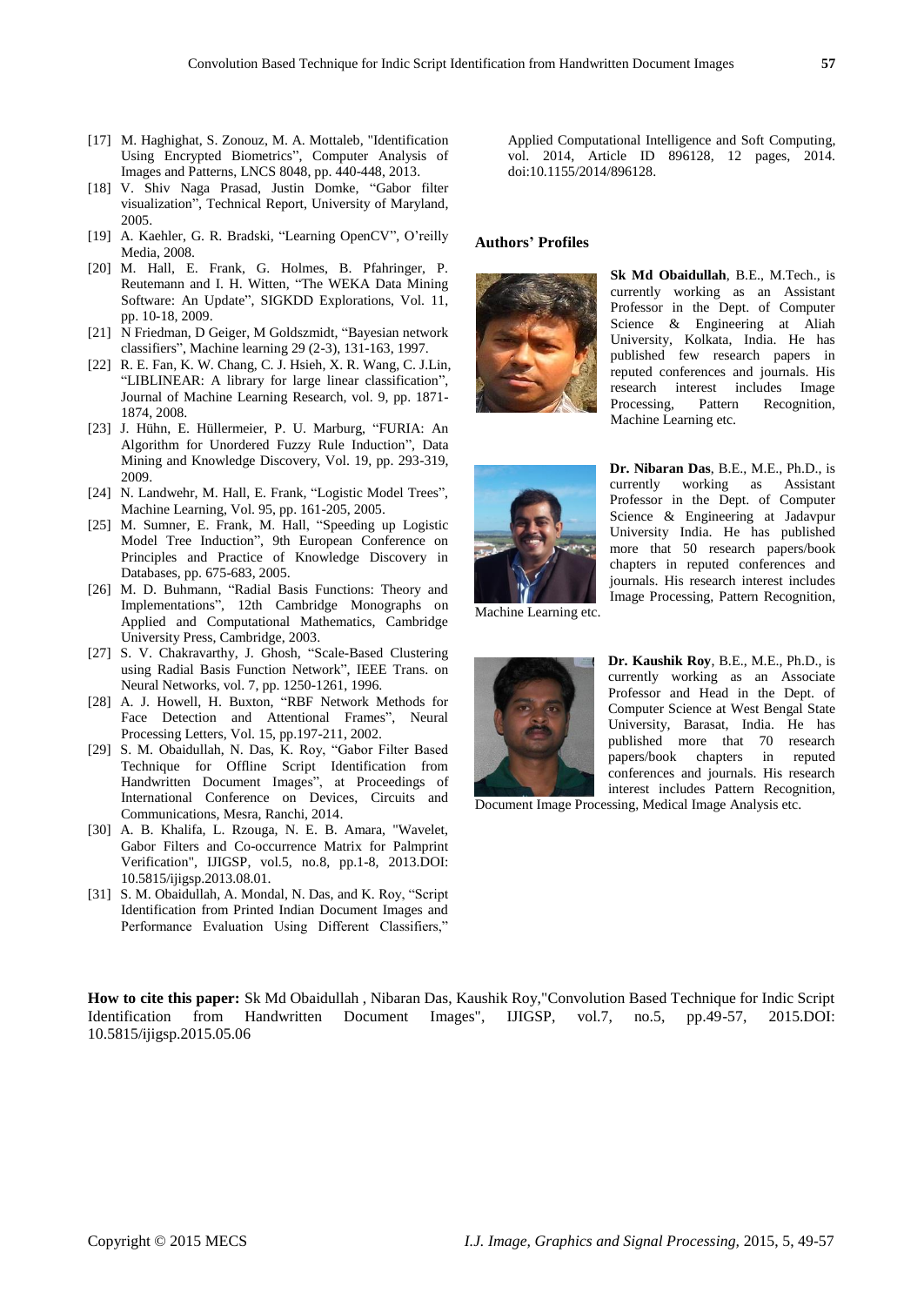[17] M. Haghighat, S. Zonouz, M. A. Mottaleb, "Identification Using Encrypted Biometrics", Computer Analysis of Images and Patterns, LNCS 8048, pp. 440-448, 2013.

[18] V. Shiv Naga Prasad, Justin Domke, "Gabor filter visualization", Technical Report, University of Maryland, 2005.

[19] A. Kaehler, G. R. Bradski, "Learning OpenCV", O'reilly Media, 2008.

[20] M. Hall, E. Frank, G. Holmes, B. Pfahringer, P. Reutemann and I. H. Witten, "The WEKA Data Mining Software: An Update", SIGKDD Explorations, Vol. 11, pp. 10-18, 2009.

[21] N Friedman, D Geiger, M Goldszmidt, "Bayesian network classifiers", Machine learning 29 (2-3), 131-163, 1997.

[22] R. E. Fan, K. W. Chang, C. J. Hsieh, X. R. Wang, C. J.Lin, "LIBLINEAR: A library for large linear classification", Journal of Machine Learning Research, vol. 9, pp. 1871-1874, 2008.

[23] J. Hühn, E. Hüllermeier, P. U. Marburg, "FURIA: An Algorithm for Unordered Fuzzy Rule Induction", Data Mining and Knowledge Discovery, Vol. 19, pp. 293-319, 2009.

[24] N. Landwehr, M. Hall, E. Frank, "Logistic Model Trees", Machine Learning, Vol. 95, pp. 161-205, 2005.

[25] M. Sumner, E. Frank, M. Hall, "Speeding up Logistic Model Tree Induction", 9th European Conference on Principles and Practice of Knowledge Discovery in Databases, pp. 675-683, 2005.

[26] M. D. Buhmann, "Radial Basis Functions: Theory and Implementations", 12th Cambridge Monographs on Applied and Computational Mathematics, Cambridge University Press, Cambridge, 2003.

[27] S. V. Chakravarthy, J. Ghosh, "Scale-Based Clustering using Radial Basis Function Network", IEEE Trans. on Neural Networks, vol. 7, pp. 1250-1261, 1996.

[28] A. J. Howell, H. Buxton, "RBF Network Methods for Face Detection and Attentional Frames", Neural Processing Letters, Vol. 15, pp.197-211, 2002.

[29] S. M. Obaidullah, N. Das, K. Roy, "Gabor Filter Based Technique for Offline Script Identification from Handwritten Document Images", at Proceedings of International Conference on Devices, Circuits and Communications, Mesra, Ranchi, 2014.

[30] A. B. Khalifa, L. Rzouga, N. E. B. Amara, "Wavelet, Gabor Filters and Co-occurrence Matrix for Palmprint Verification", IJIGSP, vol.5, no.8, pp.1-8, 2013.DOI: 10.5815/ijigsp.2013.08.01.

[31] S. M. Obaidullah, A. Mondal, N. Das, and K. Roy, "Script Identification from Printed Indian Document Images and Performance Evaluation Using Different Classifiers," Applied Computational Intelligence and Soft Computing, vol. 2014, Article ID 896128, 12 pages, 2014. doi:10.1155/2014/896128.

## Authors' Profiles

**Sk Md Obaidullah**, B.E., M.Tech., is currently working as an Assistant Professor in the Dept. of Computer Science & Engineering at Aliah University, Kolkata, India. He has published few research papers in reputed conferences and journals. His research interest includes Image Processing, Pattern Recognition, Machine Learning etc.

**Dr. Nibaran Das**, B.E., M.E., Ph.D., is currently working as Assistant Professor in the Dept. of Computer Science & Engineering at Jadavpur University India. He has published more that 50 research papers/book chapters in reputed conferences and journals. His research interest includes Image Processing, Pattern Recognition, Machine Learning etc.

**Dr. Kaushik Roy**, B.E., M.E., Ph.D., is currently working as an Associate Professor and Head in the Dept. of Computer Science at West Bengal State University, Barasat, India. He has published more that 70 research papers/book chapters in reputed conferences and journals. His research interest includes Pattern Recognition, Document Image Processing, Medical Image Analysis etc.

**How to cite this paper:** Sk Md Obaidullah , Nibaran Das, Kaushik Roy,"Convolution Based Technique for Indic Script Identification from Handwritten Document Images", IJIGSP, vol.7, no.5, pp.49-57, 2015.DOI: 10.5815/ijigsp.2015.05.06